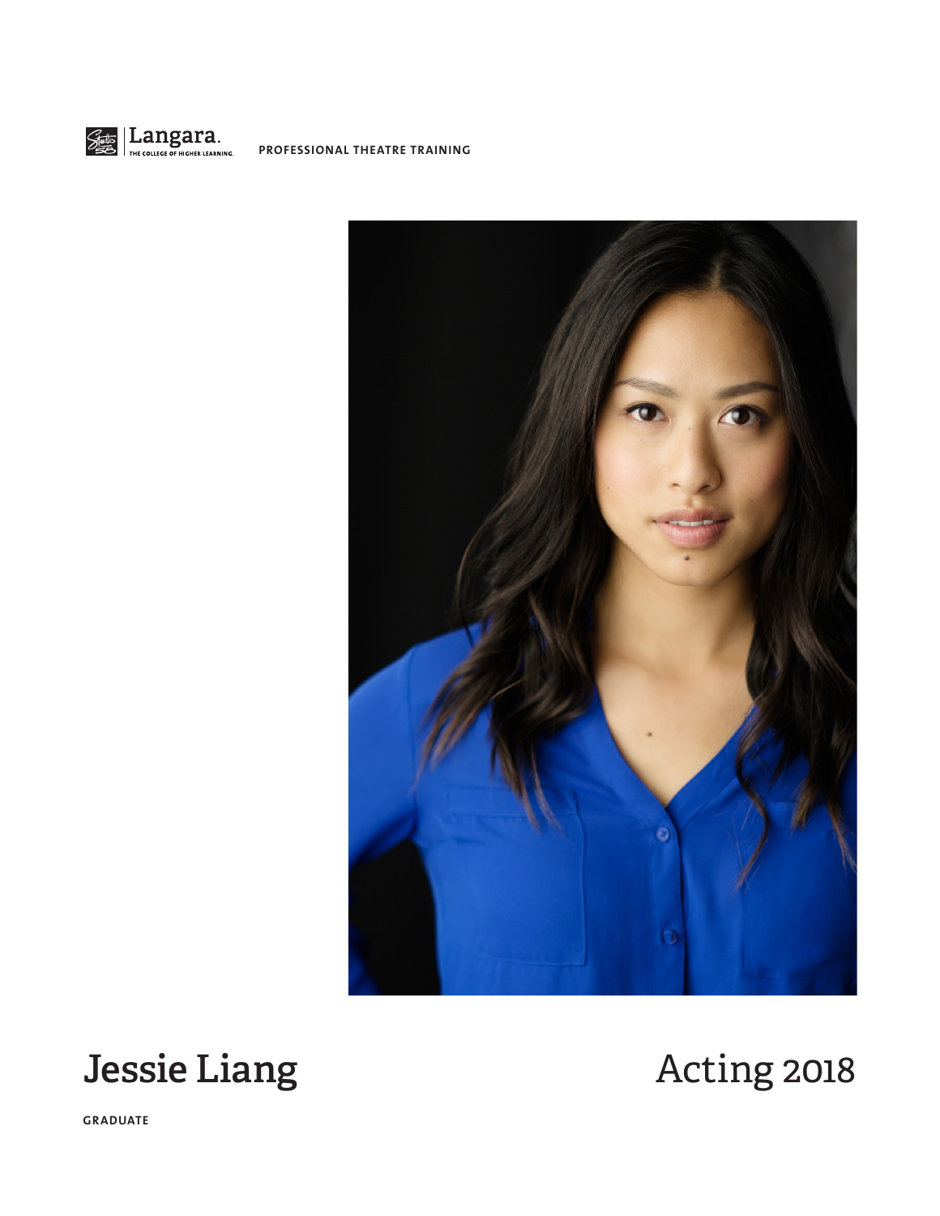Langara. THE COLLEGE OF HIGHER LEARNING. PROFESSIONAL THEATRE TRAINING

# Jessie Liang

# Acting 2018

GRADUATE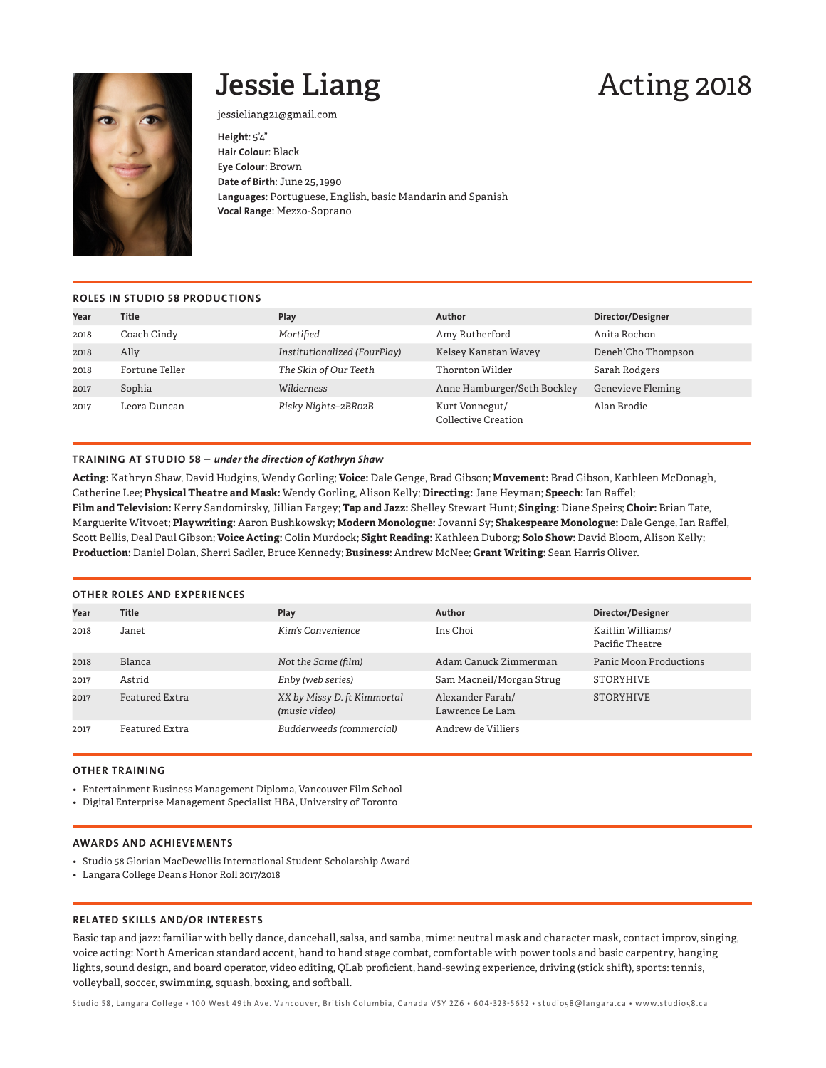# Jessie Liang

# Acting 2018

jessieliang21@gmail.com

**Height**: 5'4"
**Hair Colour**: Black
**Eye Colour**: Brown
**Date of Birth**: June 25, 1990
**Languages**: Portuguese, English, basic Mandarin and Spanish
**Vocal Range**: Mezzo-Soprano

## ROLES IN STUDIO 58 PRODUCTIONS

| Year | Title | Play | Author | Director/Designer |
|---|---|---|---|---|
| 2018 | Coach Cindy | *Mortified* | Amy Rutherford | Anita Rochon |
| 2018 | Ally | *Institutionalized (FourPlay)* | Kelsey Kanatan Wavey | Deneh'Cho Thompson |
| 2018 | Fortune Teller | *The Skin of Our Teeth* | Thornton Wilder | Sarah Rodgers |
| 2017 | Sophia | *Wilderness* | Anne Hamburger/Seth Bockley | Genevieve Fleming |
| 2017 | Leora Duncan | *Risky Nights–2BR02B* | Kurt Vonnegut/ Collective Creation | Alan Brodie |

## TRAINING AT STUDIO 58 – *under the direction of Kathryn Shaw*

**Acting:** Kathryn Shaw, David Hudgins, Wendy Gorling; **Voice:** Dale Genge, Brad Gibson; **Movement:** Brad Gibson, Kathleen McDonagh, Catherine Lee; **Physical Theatre and Mask:** Wendy Gorling, Alison Kelly; **Directing:** Jane Heyman; **Speech:** Ian Raffel; **Film and Television:** Kerry Sandomirsky, Jillian Fargey; **Tap and Jazz:** Shelley Stewart Hunt; **Singing:** Diane Speirs; **Choir:** Brian Tate, Marguerite Witvoet; **Playwriting:** Aaron Bushkowsky; **Modern Monologue:** Jovanni Sy; **Shakespeare Monologue:** Dale Genge, Ian Raffel, Scott Bellis, Deal Paul Gibson; **Voice Acting:** Colin Murdock; **Sight Reading:** Kathleen Duborg; **Solo Show:** David Bloom, Alison Kelly; **Production:** Daniel Dolan, Sherri Sadler, Bruce Kennedy; **Business:** Andrew McNee; **Grant Writing:** Sean Harris Oliver.

## OTHER ROLES AND EXPERIENCES

| Year | Title | Play | Author | Director/Designer |
|---|---|---|---|---|
| 2018 | Janet | *Kim's Convenience* | Ins Choi | Kaitlin Williams/ Pacific Theatre |
| 2018 | Blanca | *Not the Same (film)* | Adam Canuck Zimmerman | Panic Moon Productions |
| 2017 | Astrid | *Enby (web series)* | Sam Macneil/Morgan Strug | STORYHIVE |
| 2017 | Featured Extra | *XX by Missy D. ft Kimmortal (music video)* | Alexander Farah/ Lawrence Le Lam | STORYHIVE |
| 2017 | Featured Extra | *Budderweeds (commercial)* | Andrew de Villiers | |

## OTHER TRAINING

- Entertainment Business Management Diploma, Vancouver Film School
- Digital Enterprise Management Specialist HBA, University of Toronto

## AWARDS AND ACHIEVEMENTS

- Studio 58 Glorian MacDewellis International Student Scholarship Award
- Langara College Dean's Honor Roll 2017/2018

## RELATED SKILLS AND/OR INTERESTS

Basic tap and jazz: familiar with belly dance, dancehall, salsa, and samba, mime: neutral mask and character mask, contact improv, singing, voice acting: North American standard accent, hand to hand stage combat, comfortable with power tools and basic carpentry, hanging lights, sound design, and board operator, video editing, QLab proficient, hand-sewing experience, driving (stick shift), sports: tennis, volleyball, soccer, swimming, squash, boxing, and softball.

Studio 58, Langara College • 100 West 49th Ave. Vancouver, British Columbia, Canada V5Y 2Z6 • 604-323-5652 • studio58@langara.ca • www.studio58.ca